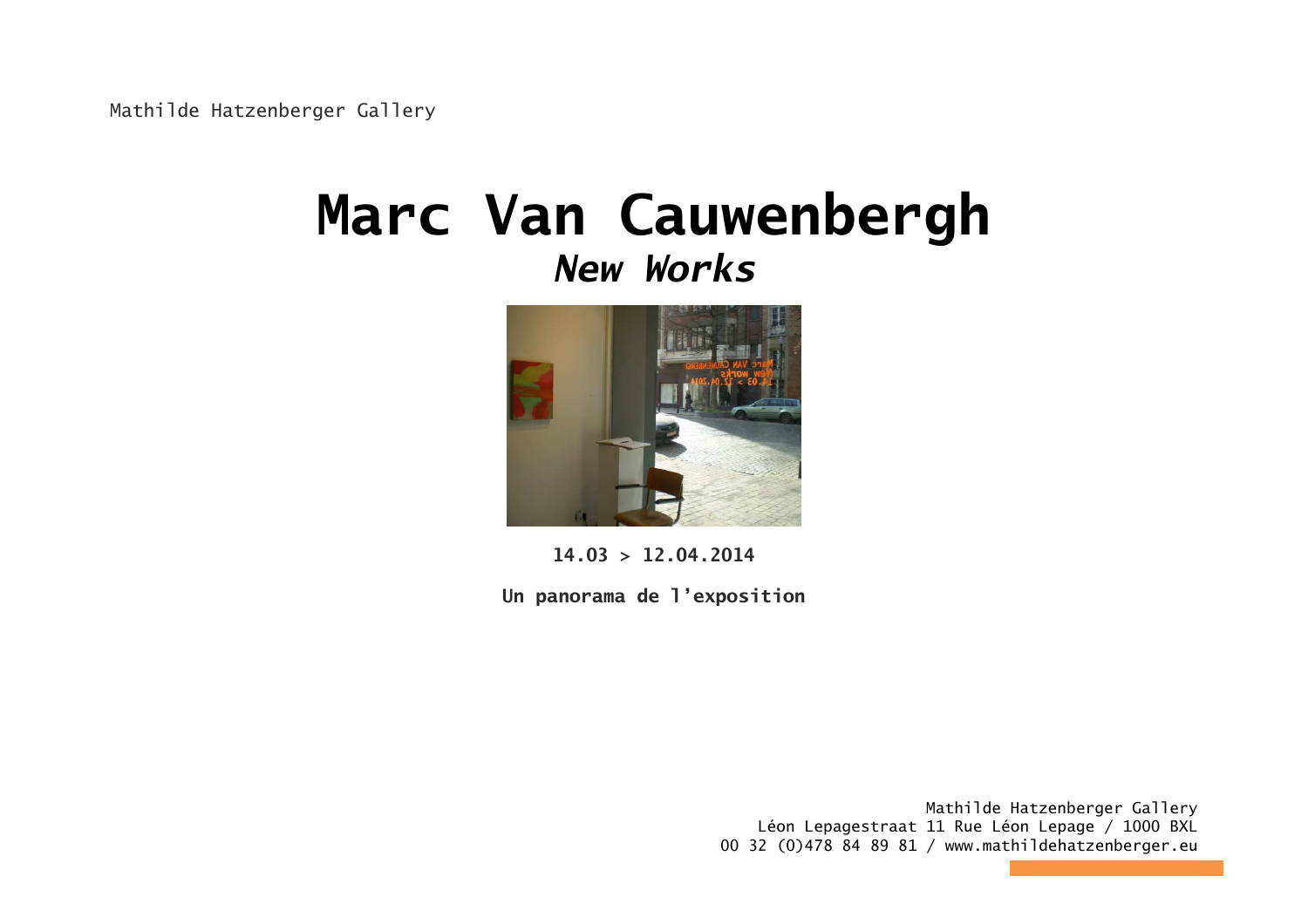Mathilde Hatzenberger Gallery

# Marc Van Cauwenbergh

## *New Works*

**14.03 > 12.04.2014**

**Un panorama de l'exposition**

Mathilde Hatzenberger Gallery
Léon Lepagestraat 11 Rue Léon Lepage / 1000 BXL
00 32 (0)478 84 89 81 / www.mathildehatzenberger.eu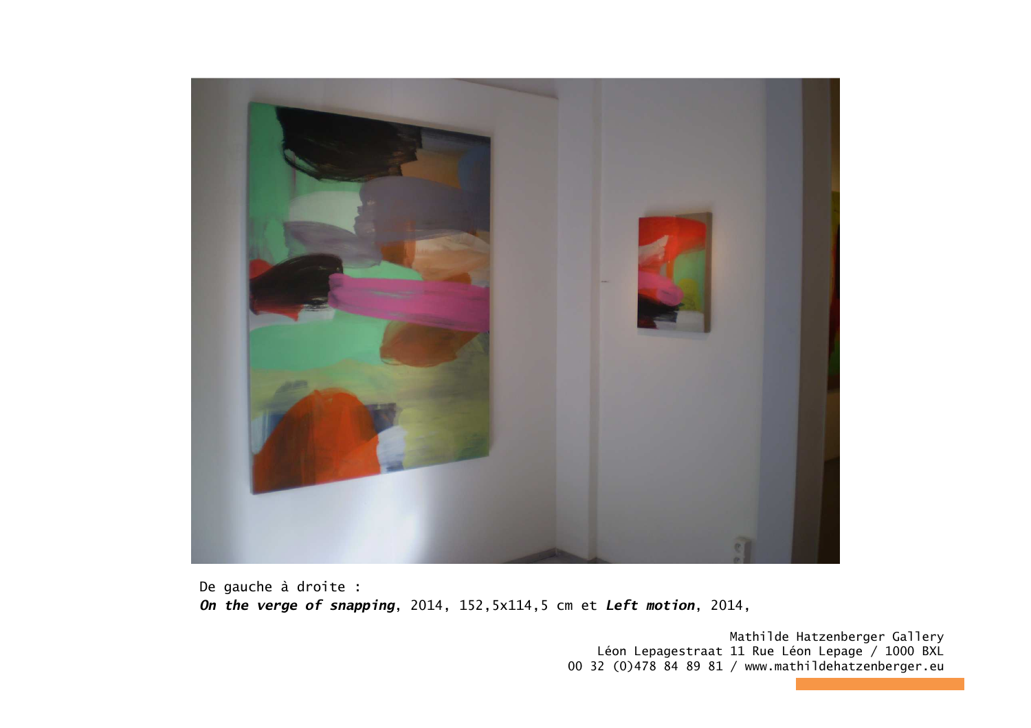De gauche à droite :
***On the verge of snapping***, 2014, 152,5x114,5 cm et ***Left motion***, 2014,

Mathilde Hatzenberger Gallery
Léon Lepagestraat 11 Rue Léon Lepage / 1000 BXL
00 32 (0)478 84 89 81 / www.mathildehatzenberger.eu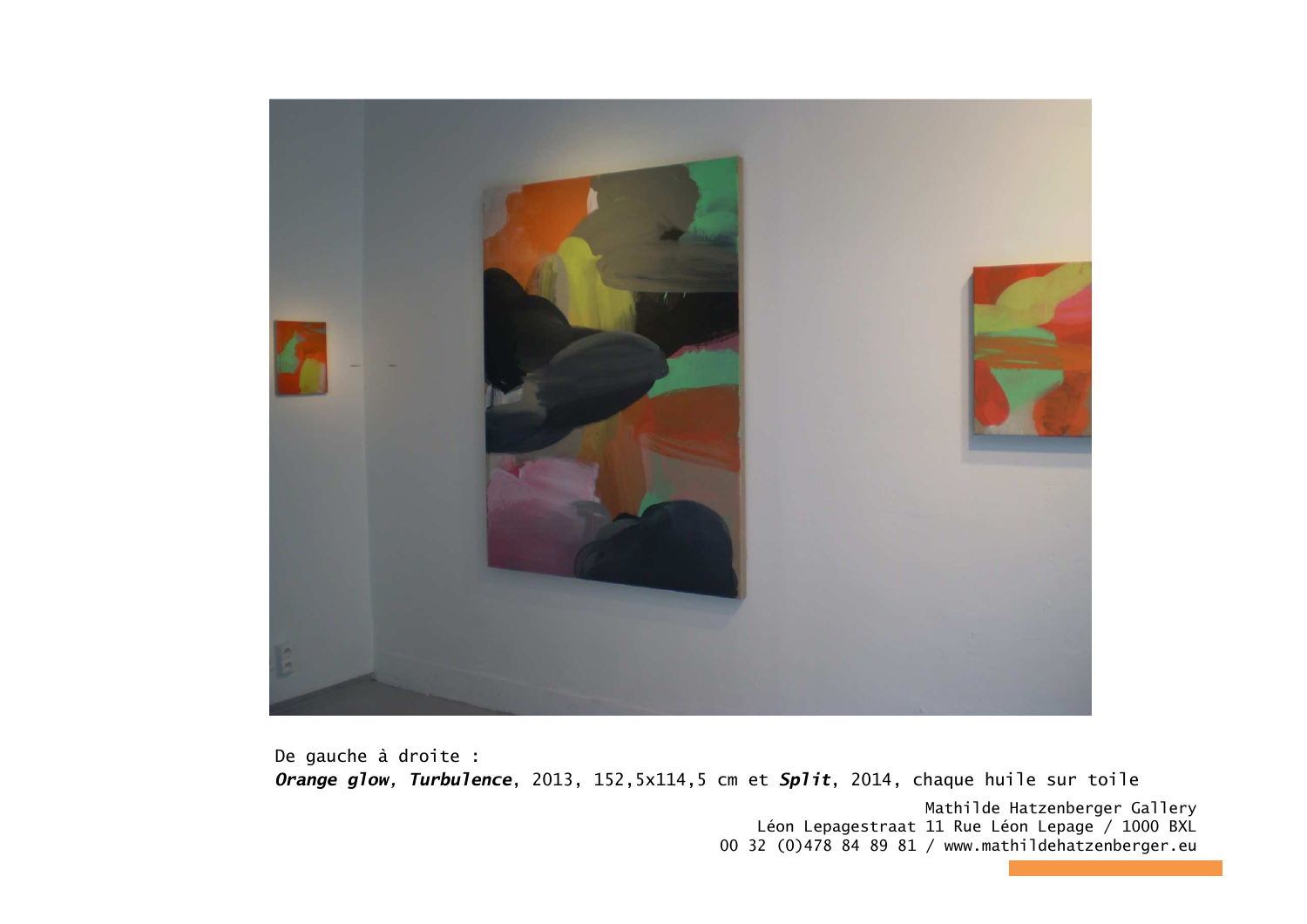De gauche à droite :
***Orange glow, Turbulence***, 2013, 152,5x114,5 cm et ***Split***, 2014, chaque huile sur toile

Mathilde Hatzenberger Gallery
Léon Lepagestraat 11 Rue Léon Lepage / 1000 BXL
00 32 (0)478 84 89 81 / www.mathildehatzenberger.eu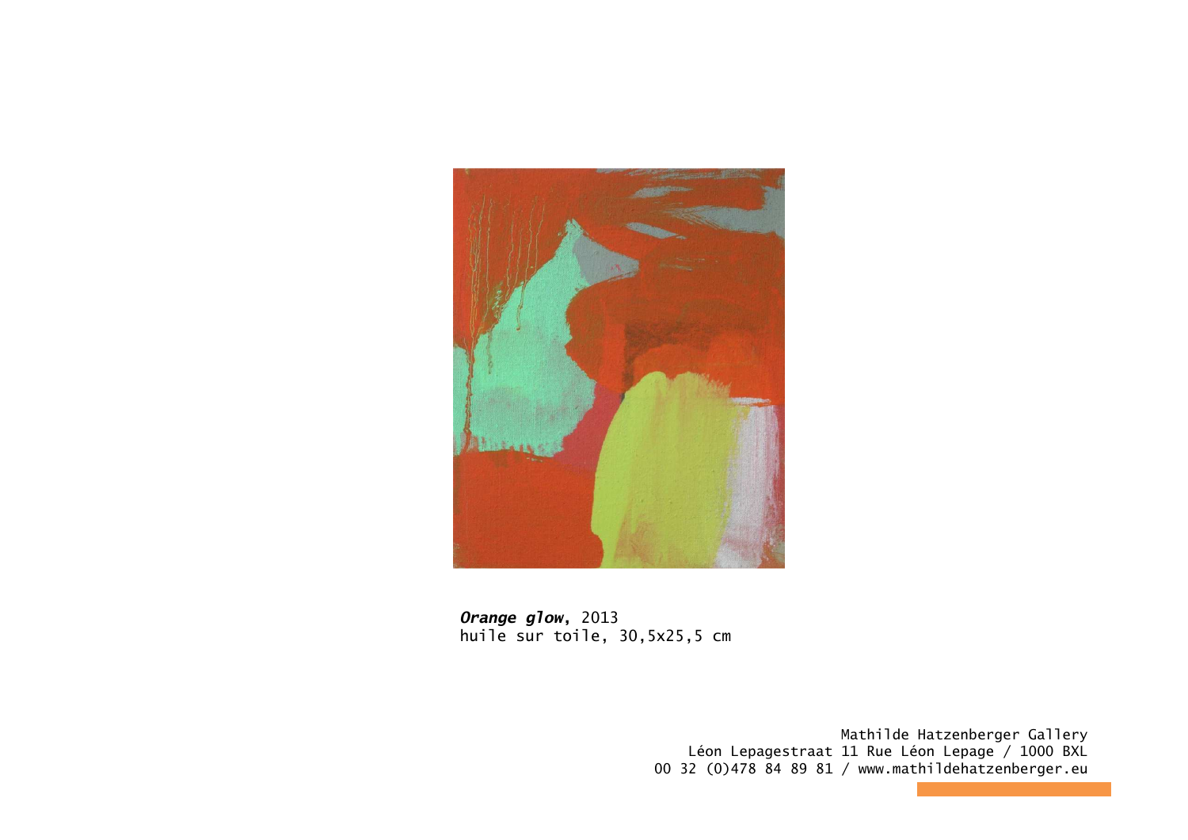***Orange glow*****,** 2013
huile sur toile, 30,5x25,5 cm

Mathilde Hatzenberger Gallery
Léon Lepagestraat 11 Rue Léon Lepage / 1000 BXL
00 32 (0)478 84 89 81 / www.mathildehatzenberger.eu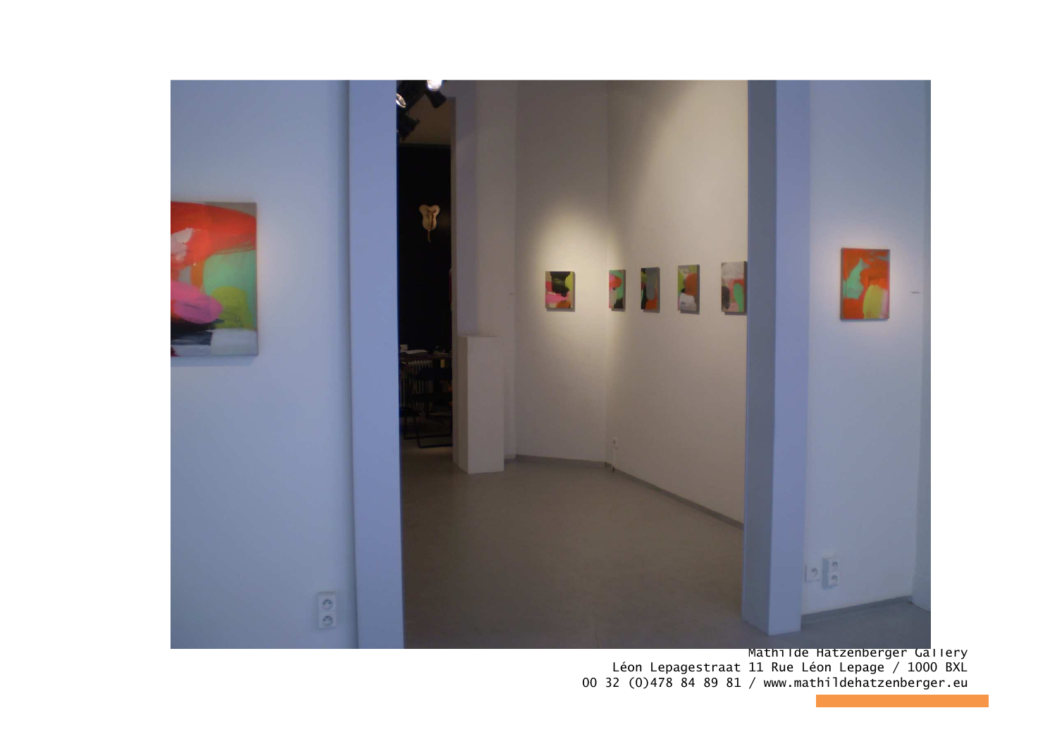Mathilde Hatzenberger Gallery
Léon Lepagestraat 11 Rue Léon Lepage / 1000 BXL
00 32 (0)478 84 89 81 / www.mathildehatzenberger.eu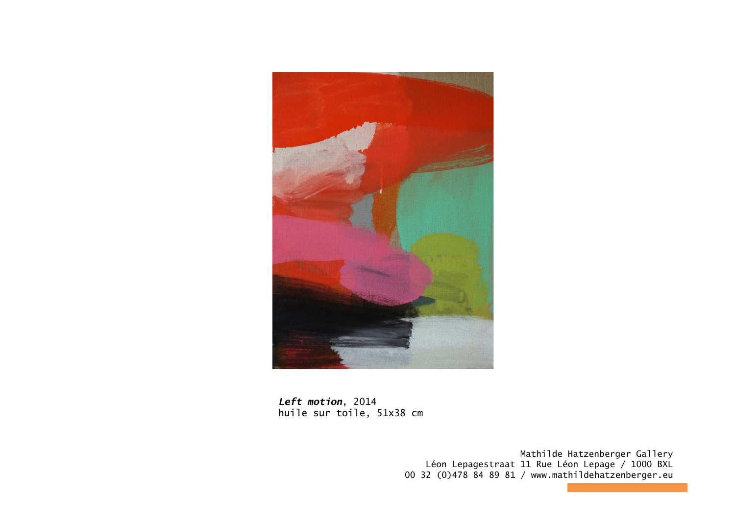***Left motion***, 2014
huile sur toile, 51x38 cm

Mathilde Hatzenberger Gallery
Léon Lepagestraat 11 Rue Léon Lepage / 1000 BXL
00 32 (0)478 84 89 81 / www.mathildehatzenberger.eu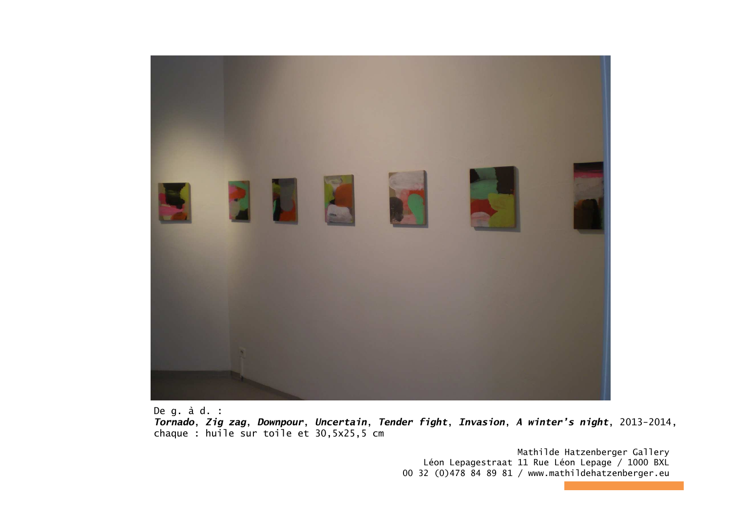De g. à d. :
***Tornado***, ***Zig zag***, ***Downpour***, ***Uncertain***, ***Tender fight***, ***Invasion***, ***A winter's night***, 2013-2014, chaque : huile sur toile et 30,5x25,5 cm

Mathilde Hatzenberger Gallery
Léon Lepagestraat 11 Rue Léon Lepage / 1000 BXL
00 32 (0)478 84 89 81 / www.mathildehatzenberger.eu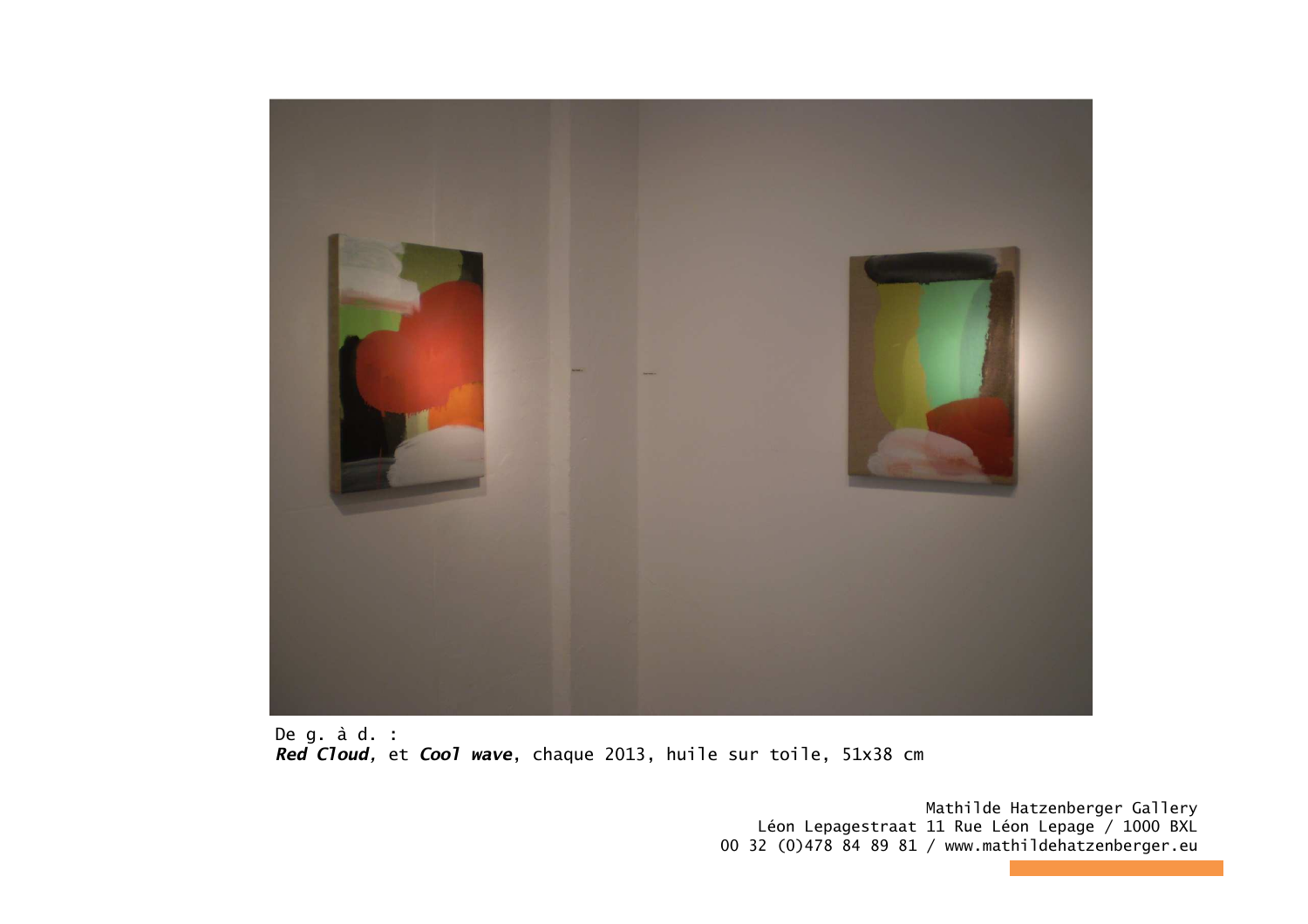De g. à d. :
***Red Cloud***, et ***Cool wave***, chaque 2013, huile sur toile, 51x38 cm

Mathilde Hatzenberger Gallery
Léon Lepagestraat 11 Rue Léon Lepage / 1000 BXL
00 32 (0)478 84 89 81 / www.mathildehatzenberger.eu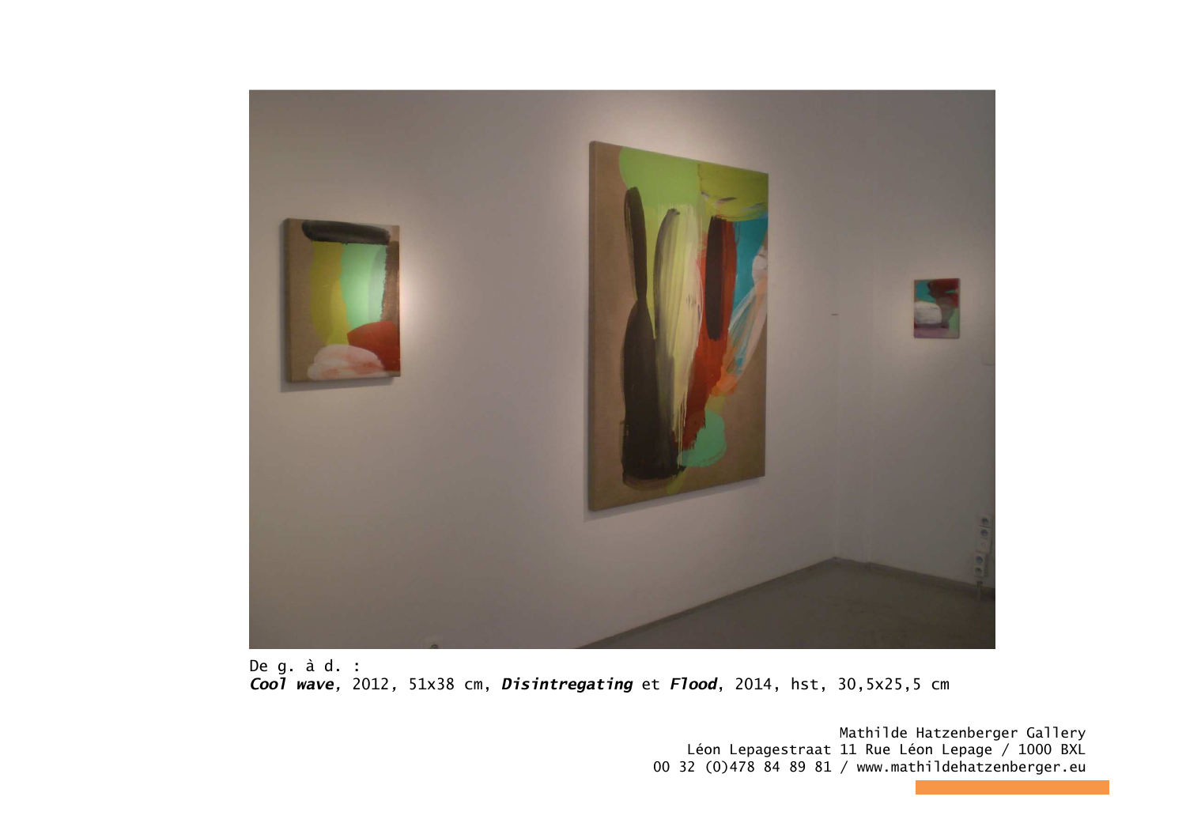De g. à d. :
***Cool wave***, 2012, 51x38 cm, ***Disintregating*** et ***Flood***, 2014, hst, 30,5x25,5 cm

Mathilde Hatzenberger Gallery
Léon Lepagestraat 11 Rue Léon Lepage / 1000 BXL
00 32 (0)478 84 89 81 / www.mathildehatzenberger.eu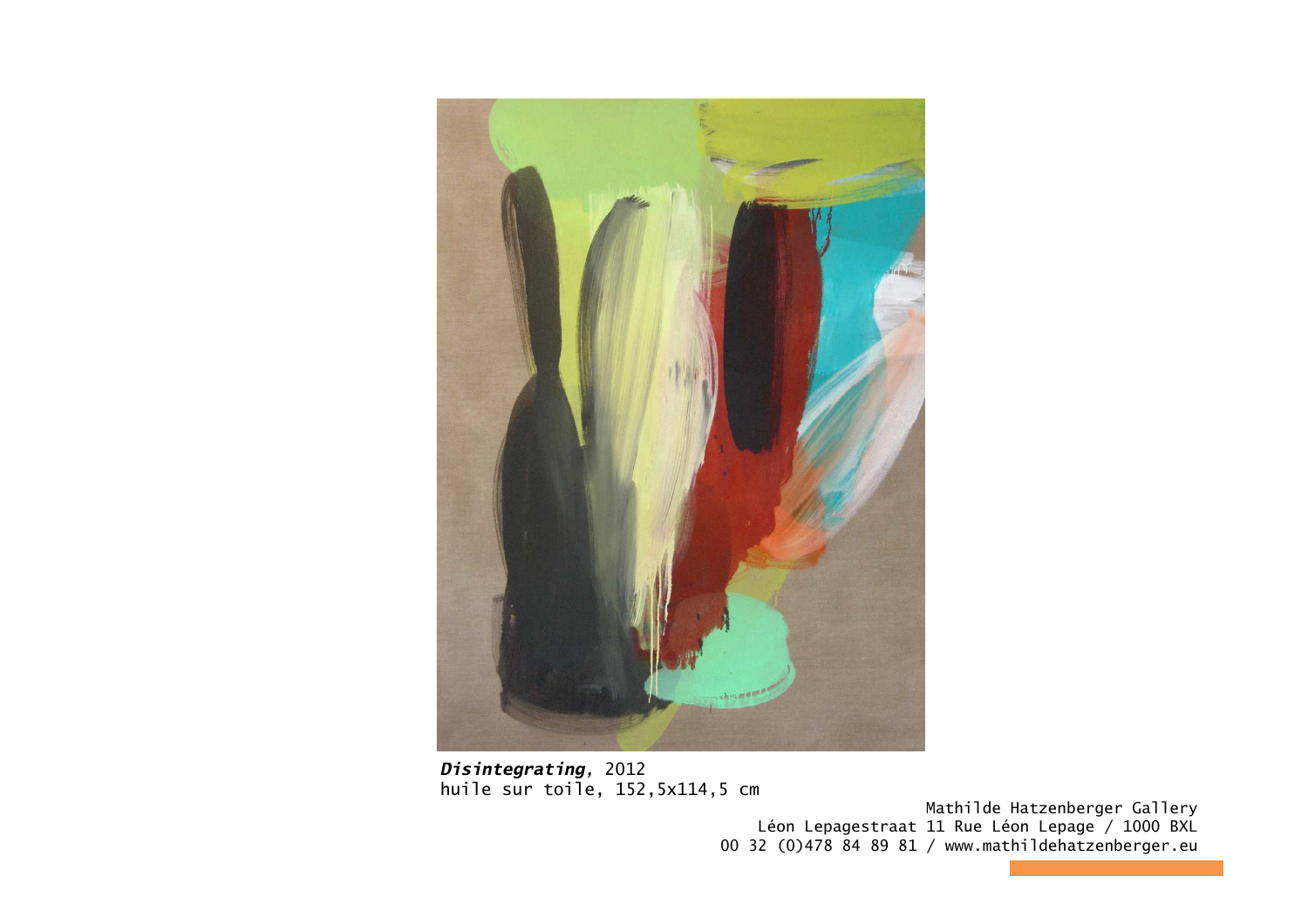***Disintegrating***, 2012
huile sur toile, 152,5x114,5 cm

Mathilde Hatzenberger Gallery
Léon Lepagestraat 11 Rue Léon Lepage / 1000 BXL
00 32 (0)478 84 89 81 / www.mathildehatzenberger.eu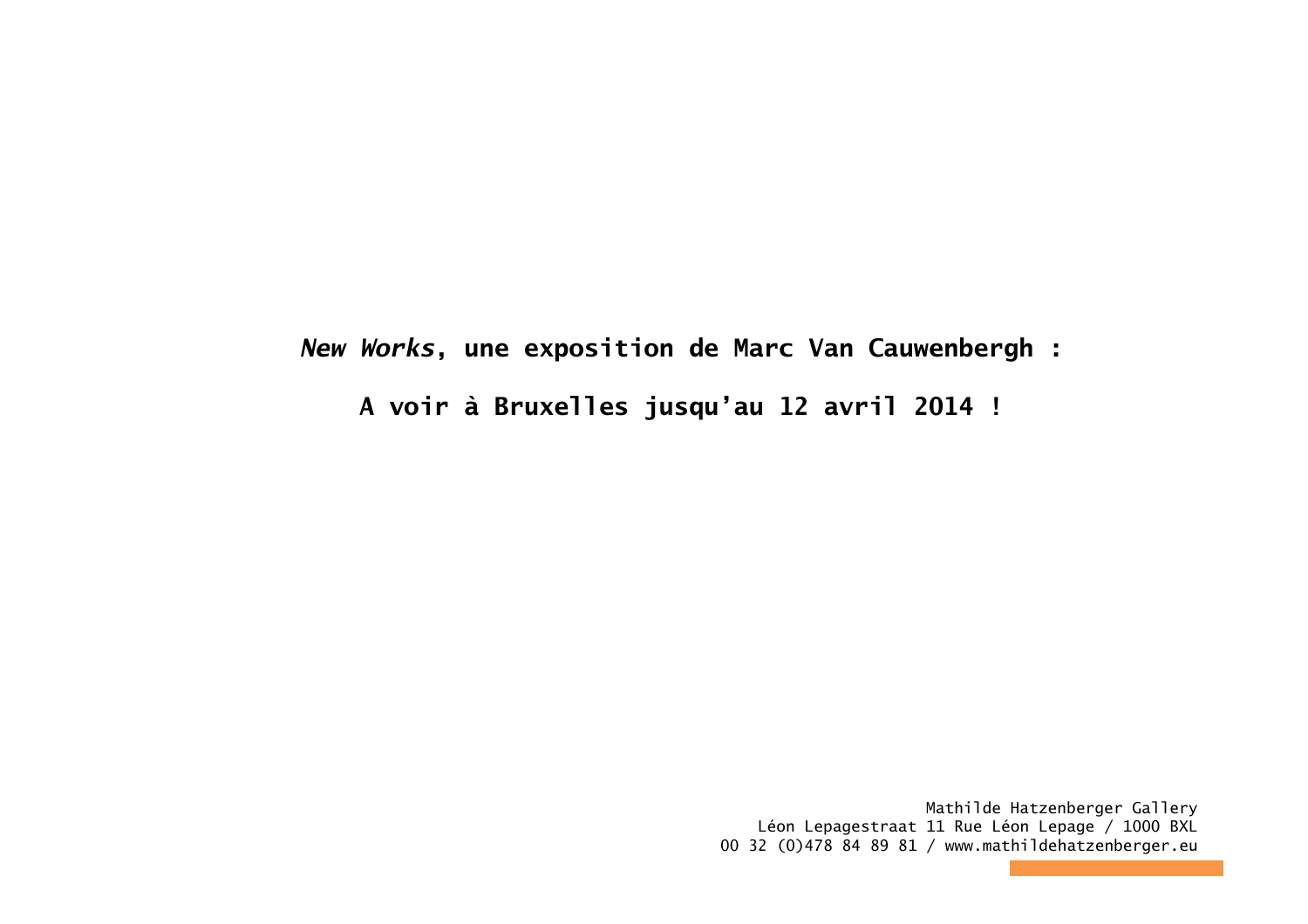**_New Works_, une exposition de Marc Van Cauwenbergh :**

**A voir à Bruxelles jusqu'au 12 avril 2014 !**

Mathilde Hatzenberger Gallery
Léon Lepagestraat 11 Rue Léon Lepage / 1000 BXL
00 32 (0)478 84 89 81 / www.mathildehatzenberger.eu